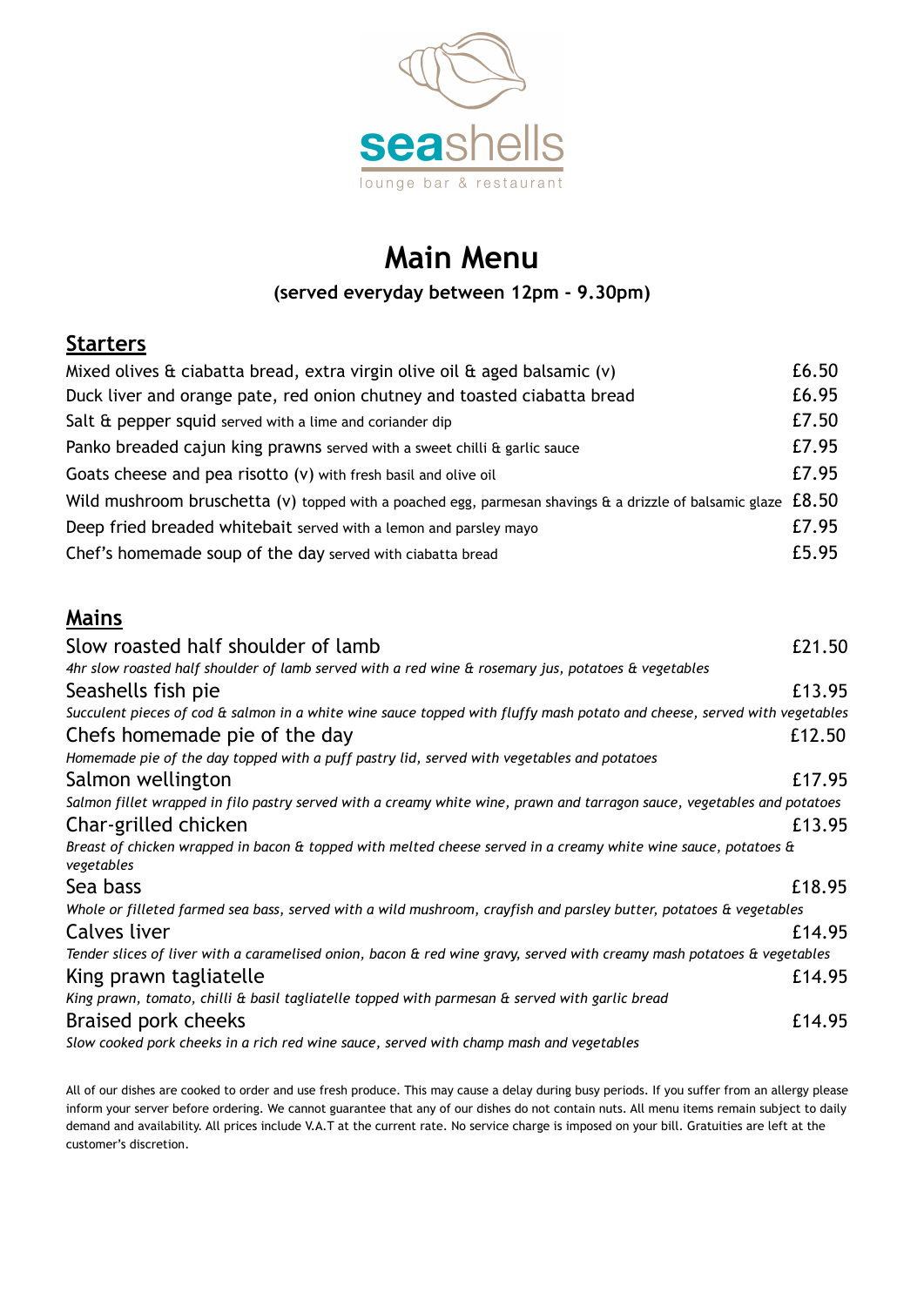seashells

lounge bar & restaurant

# Main Menu

**(served everyday between 12pm - 9.30pm)**

## Starters

Mixed olives & ciabatta bread, extra virgin olive oil & aged balsamic (v) £6.50

Duck liver and orange pate, red onion chutney and toasted ciabatta bread £6.95

Salt & pepper squid served with a lime and coriander dip £7.50

Panko breaded cajun king prawns served with a sweet chilli & garlic sauce £7.95

Goats cheese and pea risotto (v) with fresh basil and olive oil £7.95

Wild mushroom bruschetta (v) topped with a poached egg, parmesan shavings & a drizzle of balsamic glaze £8.50

Deep fried breaded whitebait served with a lemon and parsley mayo £7.95

Chef's homemade soup of the day served with ciabatta bread £5.95

## Mains

Slow roasted half shoulder of lamb £21.50

*4hr slow roasted half shoulder of lamb served with a red wine & rosemary jus, potatoes & vegetables*

Seashells fish pie £13.95

*Succulent pieces of cod & salmon in a white wine sauce topped with fluffy mash potato and cheese, served with vegetables*

Chefs homemade pie of the day £12.50

*Homemade pie of the day topped with a puff pastry lid, served with vegetables and potatoes*

Salmon wellington £17.95

*Salmon fillet wrapped in filo pastry served with a creamy white wine, prawn and tarragon sauce, vegetables and potatoes*

Char-grilled chicken £13.95

*Breast of chicken wrapped in bacon & topped with melted cheese served in a creamy white wine sauce, potatoes & vegetables*

Sea bass £18.95

*Whole or filleted farmed sea bass, served with a wild mushroom, crayfish and parsley butter, potatoes & vegetables*

Calves liver £14.95

*Tender slices of liver with a caramelised onion, bacon & red wine gravy, served with creamy mash potatoes & vegetables*

King prawn tagliatelle £14.95

*King prawn, tomato, chilli & basil tagliatelle topped with parmesan & served with garlic bread*

Braised pork cheeks £14.95

*Slow cooked pork cheeks in a rich red wine sauce, served with champ mash and vegetables*

All of our dishes are cooked to order and use fresh produce. This may cause a delay during busy periods. If you suffer from an allergy please inform your server before ordering. We cannot guarantee that any of our dishes do not contain nuts. All menu items remain subject to daily demand and availability. All prices include V.A.T at the current rate. No service charge is imposed on your bill. Gratuities are left at the customer's discretion.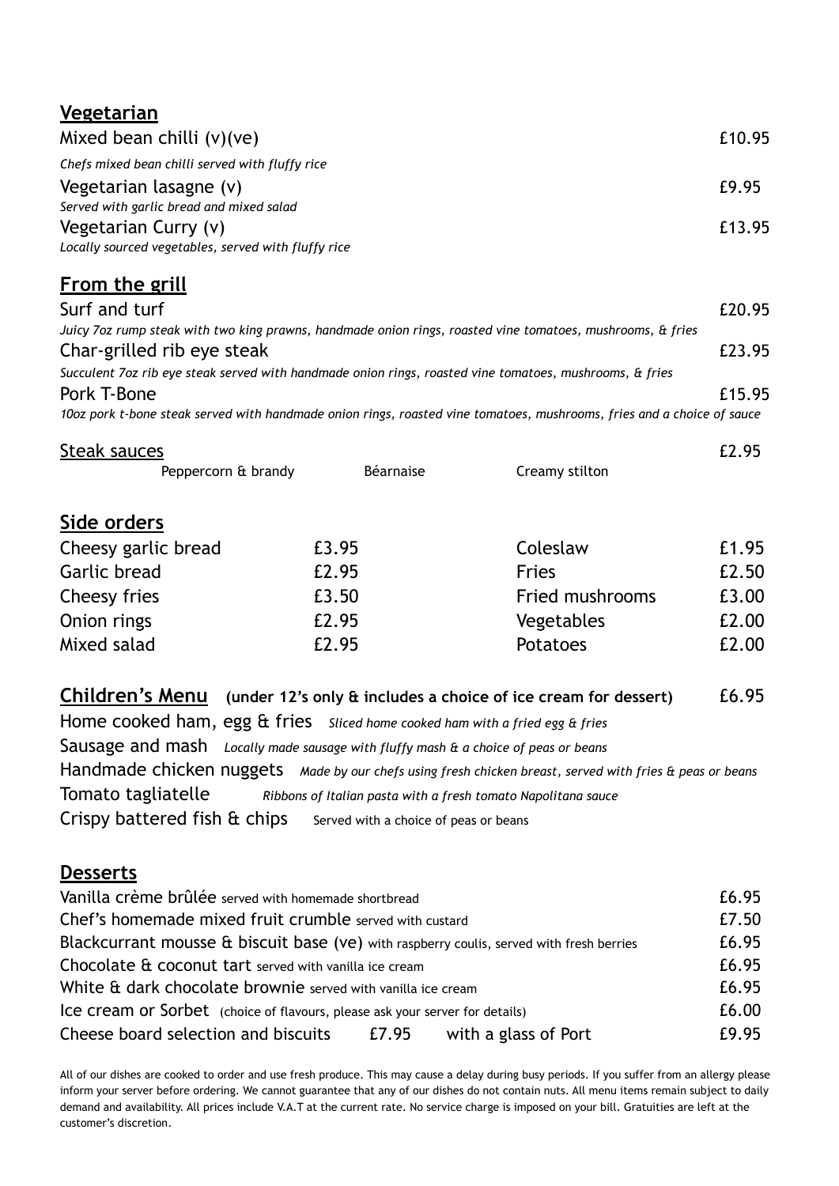## Vegetarian

Mixed bean chilli (v)(ve) £10.95

*Chefs mixed bean chilli served with fluffy rice*

Vegetarian lasagne (v) £9.95

*Served with garlic bread and mixed salad*

Vegetarian Curry (v) £13.95

*Locally sourced vegetables, served with fluffy rice*

## From the grill

Surf and turf £20.95

*Juicy 7oz rump steak with two king prawns, handmade onion rings, roasted vine tomatoes, mushrooms, & fries*

Char-grilled rib eye steak £23.95

*Succulent 7oz rib eye steak served with handmade onion rings, roasted vine tomatoes, mushrooms, & fries*

Pork T-Bone £15.95

*10oz pork t-bone steak served with handmade onion rings, roasted vine tomatoes, mushrooms, fries and a choice of sauce*

Steak sauces £2.95

Peppercorn & brandy — Béarnaise — Creamy stilton

## Side orders

| | | | |
|---|---|---|---|
| Cheesy garlic bread | £3.95 | Coleslaw | £1.95 |
| Garlic bread | £2.95 | Fries | £2.50 |
| Cheesy fries | £3.50 | Fried mushrooms | £3.00 |
| Onion rings | £2.95 | Vegetables | £2.00 |
| Mixed salad | £2.95 | Potatoes | £2.00 |

## Children's Menu **(under 12's only & includes a choice of ice cream for dessert)** £6.95

Home cooked ham, egg & fries *Sliced home cooked ham with a fried egg & fries*

Sausage and mash *Locally made sausage with fluffy mash & a choice of peas or beans*

Handmade chicken nuggets *Made by our chefs using fresh chicken breast, served with fries & peas or beans*

Tomato tagliatelle *Ribbons of Italian pasta with a fresh tomato Napolitana sauce*

Crispy battered fish & chips Served with a choice of peas or beans

## Desserts

Vanilla crème brûlée served with homemade shortbread £6.95

Chef's homemade mixed fruit crumble served with custard £7.50

Blackcurrant mousse & biscuit base (ve) with raspberry coulis, served with fresh berries £6.95

Chocolate & coconut tart served with vanilla ice cream £6.95

White & dark chocolate brownie served with vanilla ice cream £6.95

Ice cream or Sorbet (choice of flavours, please ask your server for details) £6.00

Cheese board selection and biscuits £7.95 with a glass of Port £9.95

All of our dishes are cooked to order and use fresh produce. This may cause a delay during busy periods. If you suffer from an allergy please inform your server before ordering. We cannot guarantee that any of our dishes do not contain nuts. All menu items remain subject to daily demand and availability. All prices include V.A.T at the current rate. No service charge is imposed on your bill. Gratuities are left at the customer's discretion.